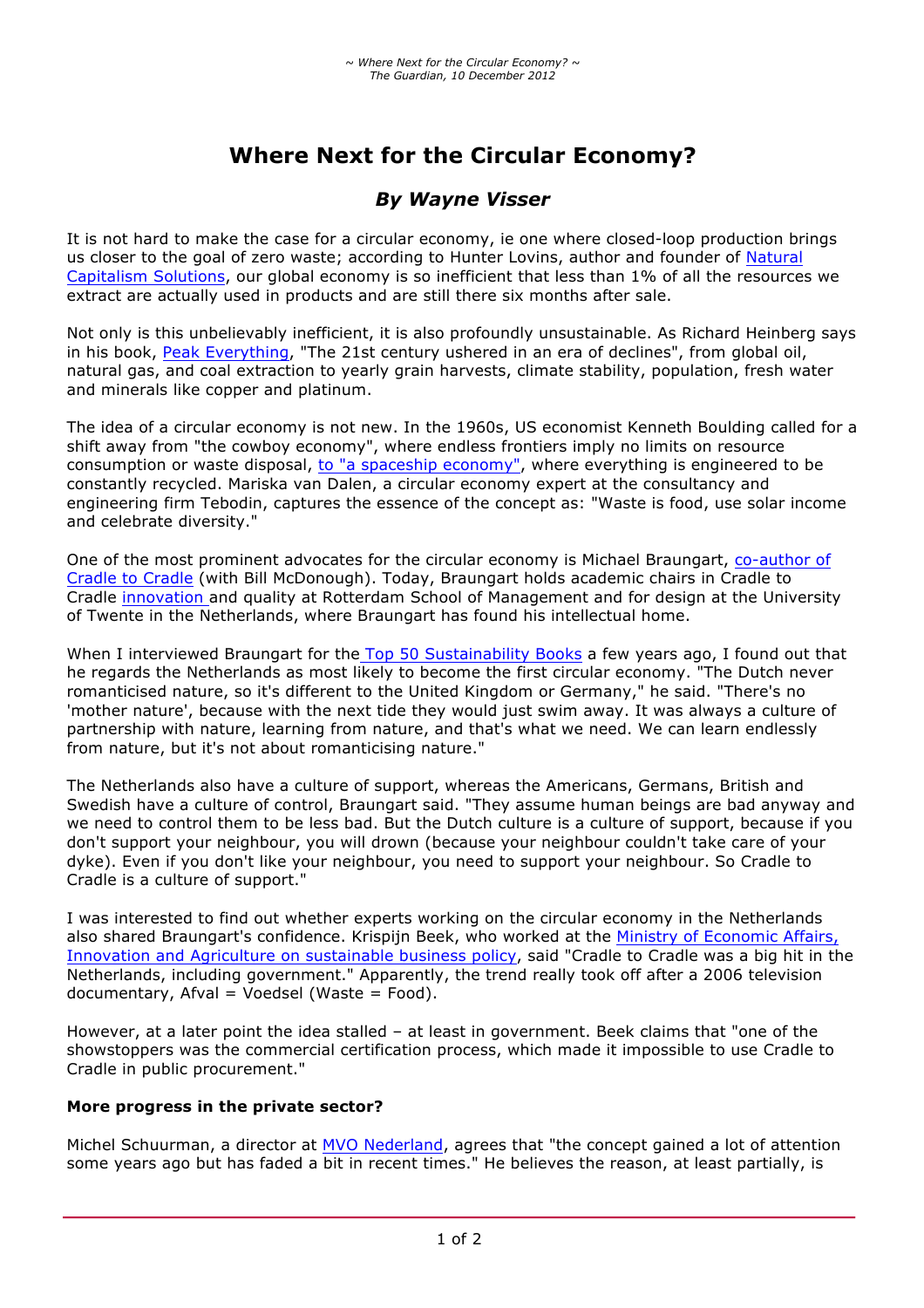# Where Next for the Circular Economy?

## *By Wayne Visser*

It is not hard to make the case for a circular economy, ie one where closed-loop production brings us closer to the goal of zero waste; according to Hunter Lovins, author and founder of Natural Capitalism Solutions, our global economy is so inefficient that less than 1% of all the resources we extract are actually used in products and are still there six months after sale.

Not only is this unbelievably inefficient, it is also profoundly unsustainable. As Richard Heinberg says in his book, Peak Everything, "The 21st century ushered in an era of declines", from global oil, natural gas, and coal extraction to yearly grain harvests, climate stability, population, fresh water and minerals like copper and platinum.

The idea of a circular economy is not new. In the 1960s, US economist Kenneth Boulding called for a shift away from "the cowboy economy", where endless frontiers imply no limits on resource consumption or waste disposal, to "a spaceship economy", where everything is engineered to be constantly recycled. Mariska van Dalen, a circular economy expert at the consultancy and engineering firm Tebodin, captures the essence of the concept as: "Waste is food, use solar income and celebrate diversity."

One of the most prominent advocates for the circular economy is Michael Braungart, co-author of Cradle to Cradle (with Bill McDonough). Today, Braungart holds academic chairs in Cradle to Cradle innovation and quality at Rotterdam School of Management and for design at the University of Twente in the Netherlands, where Braungart has found his intellectual home.

When I interviewed Braungart for the Top 50 Sustainability Books a few years ago, I found out that he regards the Netherlands as most likely to become the first circular economy. "The Dutch never romanticised nature, so it's different to the United Kingdom or Germany," he said. "There's no 'mother nature', because with the next tide they would just swim away. It was always a culture of partnership with nature, learning from nature, and that's what we need. We can learn endlessly from nature, but it's not about romanticising nature."

The Netherlands also have a culture of support, whereas the Americans, Germans, British and Swedish have a culture of control, Braungart said. "They assume human beings are bad anyway and we need to control them to be less bad. But the Dutch culture is a culture of support, because if you don't support your neighbour, you will drown (because your neighbour couldn't take care of your dyke). Even if you don't like your neighbour, you need to support your neighbour. So Cradle to Cradle is a culture of support."

I was interested to find out whether experts working on the circular economy in the Netherlands also shared Braungart's confidence. Krispijn Beek, who worked at the Ministry of Economic Affairs, Innovation and Agriculture on sustainable business policy, said "Cradle to Cradle was a big hit in the Netherlands, including government." Apparently, the trend really took off after a 2006 television documentary, Afval = Voedsel (Waste = Food).

However, at a later point the idea stalled – at least in government. Beek claims that "one of the showstoppers was the commercial certification process, which made it impossible to use Cradle to Cradle in public procurement."

**More progress in the private sector?**

Michel Schuurman, a director at MVO Nederland, agrees that "the concept gained a lot of attention some years ago but has faded a bit in recent times." He believes the reason, at least partially, is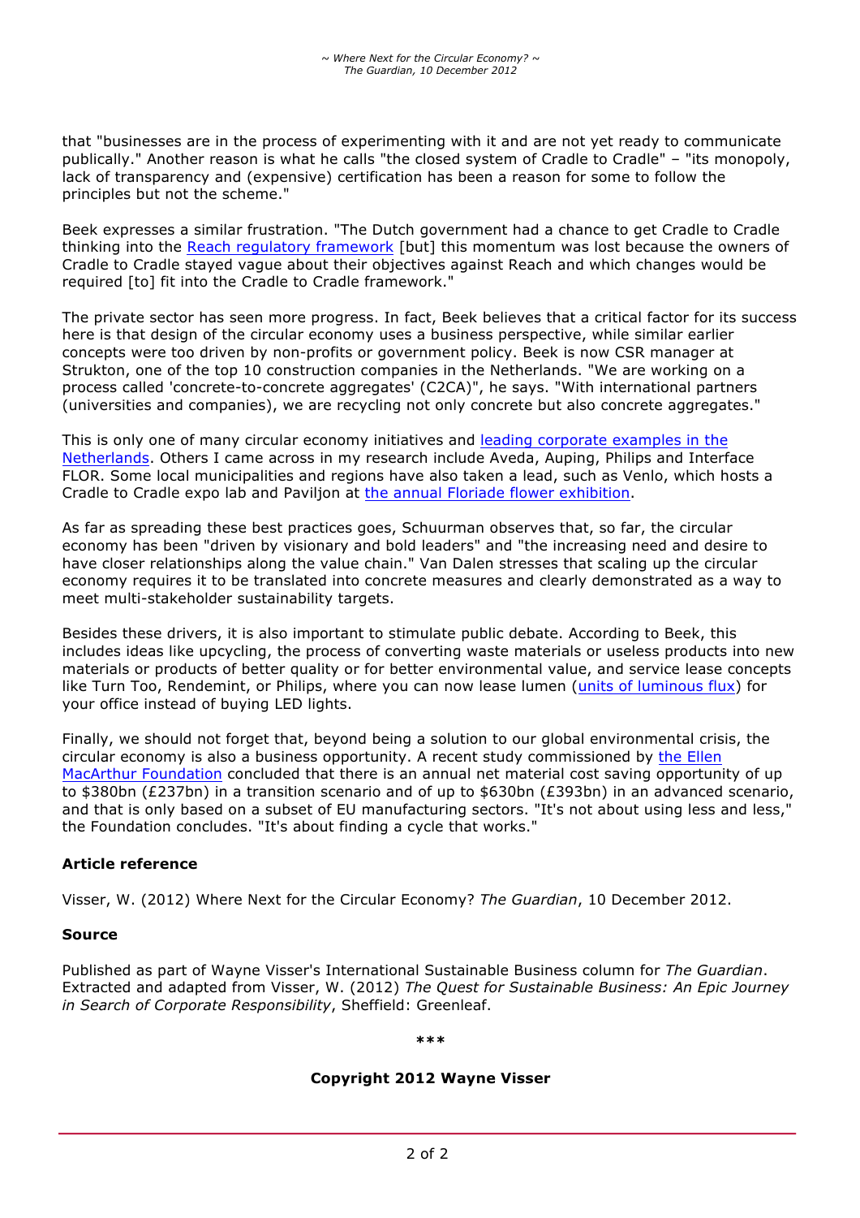that "businesses are in the process of experimenting with it and are not yet ready to communicate publically." Another reason is what he calls "the closed system of Cradle to Cradle" – "its monopoly, lack of transparency and (expensive) certification has been a reason for some to follow the principles but not the scheme."

Beek expresses a similar frustration. "The Dutch government had a chance to get Cradle to Cradle thinking into the Reach regulatory framework [but] this momentum was lost because the owners of Cradle to Cradle stayed vague about their objectives against Reach and which changes would be required [to] fit into the Cradle to Cradle framework."

The private sector has seen more progress. In fact, Beek believes that a critical factor for its success here is that design of the circular economy uses a business perspective, while similar earlier concepts were too driven by non-profits or government policy. Beek is now CSR manager at Strukton, one of the top 10 construction companies in the Netherlands. "We are working on a process called 'concrete-to-concrete aggregates' (C2CA)", he says. "With international partners (universities and companies), we are recycling not only concrete but also concrete aggregates."

This is only one of many circular economy initiatives and leading corporate examples in the Netherlands. Others I came across in my research include Aveda, Auping, Philips and Interface FLOR. Some local municipalities and regions have also taken a lead, such as Venlo, which hosts a Cradle to Cradle expo lab and Paviljon at the annual Floriade flower exhibition.

As far as spreading these best practices goes, Schuurman observes that, so far, the circular economy has been "driven by visionary and bold leaders" and "the increasing need and desire to have closer relationships along the value chain." Van Dalen stresses that scaling up the circular economy requires it to be translated into concrete measures and clearly demonstrated as a way to meet multi-stakeholder sustainability targets.

Besides these drivers, it is also important to stimulate public debate. According to Beek, this includes ideas like upcycling, the process of converting waste materials or useless products into new materials or products of better quality or for better environmental value, and service lease concepts like Turn Too, Rendemint, or Philips, where you can now lease lumen (units of luminous flux) for your office instead of buying LED lights.

Finally, we should not forget that, beyond being a solution to our global environmental crisis, the circular economy is also a business opportunity. A recent study commissioned by the Ellen MacArthur Foundation concluded that there is an annual net material cost saving opportunity of up to $380bn (£237bn) in a transition scenario and of up to $630bn (£393bn) in an advanced scenario, and that is only based on a subset of EU manufacturing sectors. "It's not about using less and less," the Foundation concludes. "It's about finding a cycle that works."

**Article reference**

Visser, W. (2012) Where Next for the Circular Economy? *The Guardian*, 10 December 2012.

**Source**

Published as part of Wayne Visser's International Sustainable Business column for *The Guardian*. Extracted and adapted from Visser, W. (2012) *The Quest for Sustainable Business: An Epic Journey in Search of Corporate Responsibility*, Sheffield: Greenleaf.

***

**Copyright 2012 Wayne Visser**